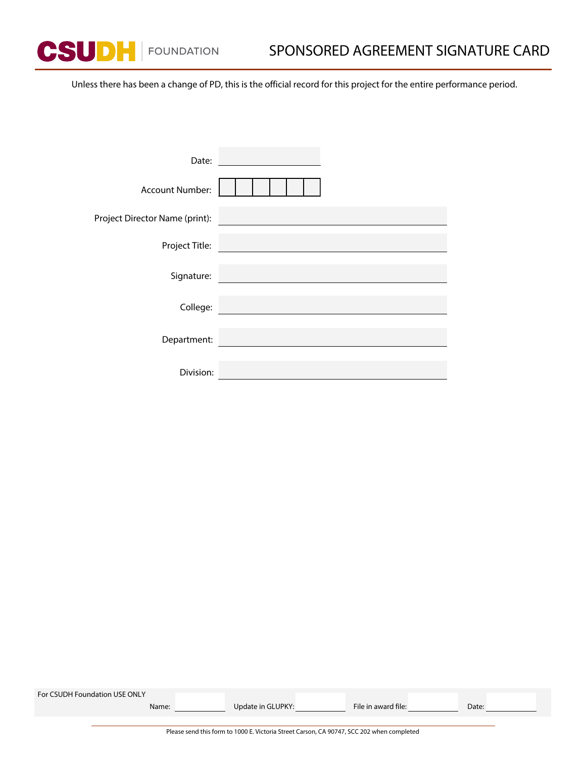CSUDH | FOUNDATION

# SPONSORED AGREEMENT SIGNATURE CARD

Unless there has been a change of PD, this is the official record for this project for the entire performance period.

Date: \_\_\_\_\_\_\_\_\_\_\_\_\_\_\_\_\_\_\_\_

Account Number: | | | | | | |

Project Director Name (print): \_\_\_\_\_\_\_\_\_\_\_\_\_\_\_\_\_\_\_\_

Project Title: \_\_\_\_\_\_\_\_\_\_\_\_\_\_\_\_\_\_\_\_

Signature: \_\_\_\_\_\_\_\_\_\_\_\_\_\_\_\_\_\_\_\_

College: \_\_\_\_\_\_\_\_\_\_\_\_\_\_\_\_\_\_\_\_

Department: \_\_\_\_\_\_\_\_\_\_\_\_\_\_\_\_\_\_\_\_

Division: \_\_\_\_\_\_\_\_\_\_\_\_\_\_\_\_\_\_\_\_

For CSUDH Foundation USE ONLY

Name: \_\_\_\_\_\_\_\_\_\_ Update in GLUPKY: \_\_\_\_\_\_\_\_\_\_ File in award file: \_\_\_\_\_\_\_\_\_\_ Date: \_\_\_\_\_\_\_\_\_\_

Please send this form to 1000 E. Victoria Street Carson, CA 90747, SCC 202 when completed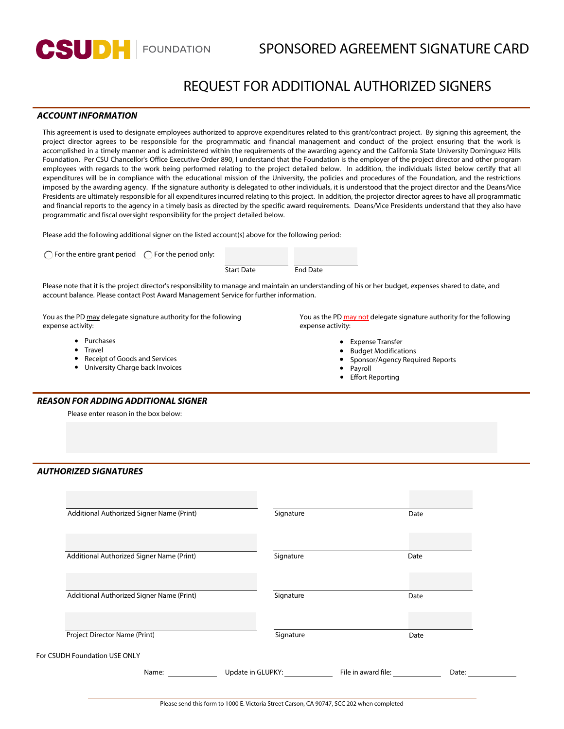CSUDH | FOUNDATION

# SPONSORED AGREEMENT SIGNATURE CARD

## REQUEST FOR ADDITIONAL AUTHORIZED SIGNERS

### *ACCOUNT INFORMATION*

This agreement is used to designate employees authorized to approve expenditures related to this grant/contract project. By signing this agreement, the project director agrees to be responsible for the programmatic and financial management and conduct of the project ensuring that the work is accomplished in a timely manner and is administered within the requirements of the awarding agency and the California State University Dominguez Hills Foundation. Per CSU Chancellor's Office Executive Order 890, I understand that the Foundation is the employer of the project director and other program employees with regards to the work being performed relating to the project detailed below. In addition, the individuals listed below certify that all expenditures will be in compliance with the educational mission of the University, the policies and procedures of the Foundation, and the restrictions imposed by the awarding agency. If the signature authority is delegated to other individuals, it is understood that the project director and the Deans/Vice Presidents are ultimately responsible for all expenditures incurred relating to this project. In addition, the projector director agrees to have all programmatic and financial reports to the agency in a timely basis as directed by the specific award requirements. Deans/Vice Presidents understand that they also have programmatic and fiscal oversight responsibility for the project detailed below.

Please add the following additional signer on the listed account(s) above for the following period:

◯ For the entire grant period ◯ For the period only: ____________ Start Date ____________ End Date

Please note that it is the project director's responsibility to manage and maintain an understanding of his or her budget, expenses shared to date, and account balance. Please contact Post Award Management Service for further information.

You as the PD may delegate signature authority for the following expense activity:

- Purchases
- Travel
- Receipt of Goods and Services
- University Charge back Invoices

You as the PD may not delegate signature authority for the following expense activity:

- Expense Transfer
- Budget Modifications
- Sponsor/Agency Required Reports
- Payroll
- Effort Reporting

### *REASON FOR ADDING ADDITIONAL SIGNER*

Please enter reason in the box below:

### *AUTHORIZED SIGNATURES*

| | | |
|---|---|---|
| Additional Authorized Signer Name (Print) | Signature | Date |
| Additional Authorized Signer Name (Print) | Signature | Date |
| Additional Authorized Signer Name (Print) | Signature | Date |
| Project Director Name (Print) | Signature | Date |

For CSUDH Foundation USE ONLY

Name: ____________ Update in GLUPKY: ____________ File in award file: ____________ Date: ____________

Please send this form to 1000 E. Victoria Street Carson, CA 90747, SCC 202 when completed